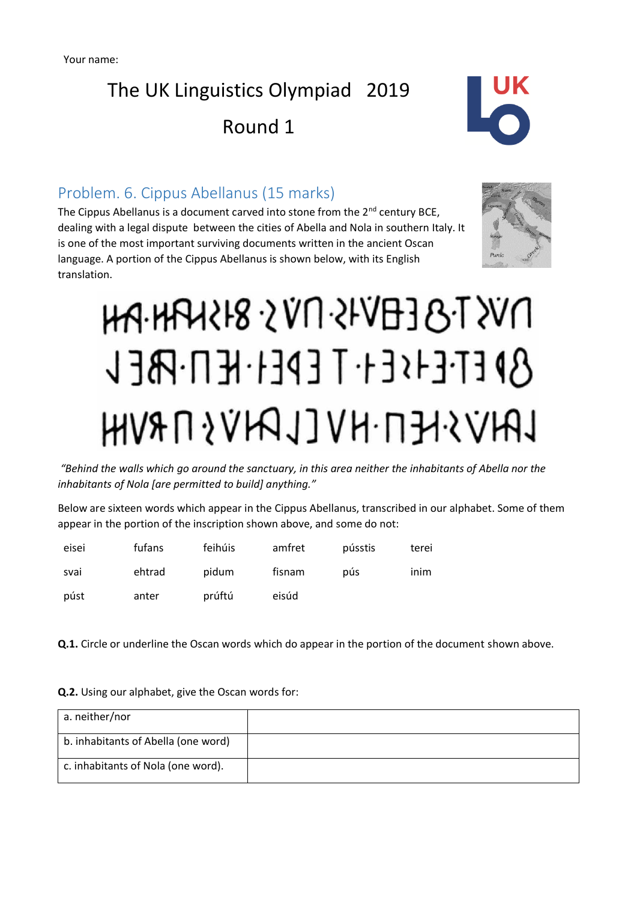Your name:

# The UK Linguistics Olympiad 2019

# Round 1

## Problem. 6. Cippus Abellanus (15 marks)

The Cippus Abellanus is a document carved into stone from the 2nd century BCE, dealing with a legal dispute between the cities of Abella and Nola in southern Italy. It is one of the most important surviving documents written in the ancient Oscan language. A portion of the Cippus Abellanus is shown below, with its English translation.

*"Behind the walls which go around the sanctuary, in this area neither the inhabitants of Abella nor the inhabitants of Nola [are permitted to build] anything."*

Below are sixteen words which appear in the Cippus Abellanus, transcribed in our alphabet. Some of them appear in the portion of the inscription shown above, and some do not:

| | | | | | |
|---|---|---|---|---|---|
| eisei | fufans | feihúis | amfret | pússtis | terei |
| svai | ehtrad | pidum | fisnam | pús | inim |
| púst | anter | prúftú | eisúd | | |

**Q.1.** Circle or underline the Oscan words which do appear in the portion of the document shown above.

**Q.2.** Using our alphabet, give the Oscan words for:

| | |
|---|---|
| a. neither/nor | |
| b. inhabitants of Abella (one word) | |
| c. inhabitants of Nola (one word). | |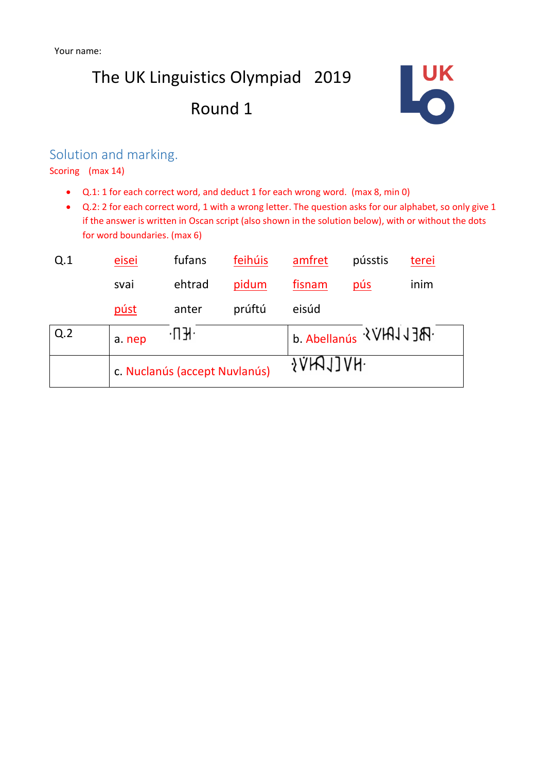Your name:

# The UK Linguistics Olympiad 2019

## Round 1

### Solution and marking.

Scoring (max 14)

- Q.1: 1 for each correct word, and deduct 1 for each wrong word. (max 8, min 0)
- Q.2: 2 for each correct word, 1 with a wrong letter. The question asks for our alphabet, so only give 1 if the answer is written in Oscan script (also shown in the solution below), with or without the dots for word boundaries. (max 6)

| | | | | | | |
|---|---|---|---|---|---|---|
| Q.1 | eisei | fufans | feihúis | amfret | pússtis | terei |
| | svai | ehtrad | pidum | fisnam | pús | inim |
| | púst | anter | prúftú | eisúd | | |

| | | |
|---|---|---|
| Q.2 | a. nep ·ПƎꟸ· | b. Abellanús ·𐌑𐌅𐌍𐌀𐌋𐌋𐌄𐌁𐌀· |
| | c. Nuclanús (accept Nuvlanús) ·𐌑𐌅𐌍𐌀𐌋𐌊𐌅𐌍· | |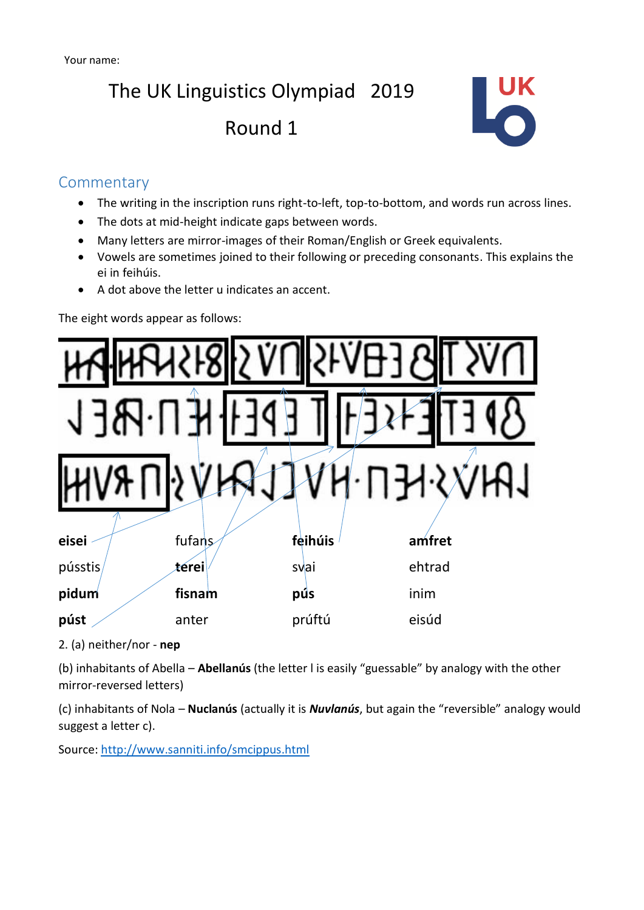Your name:

# The UK Linguistics Olympiad 2019

## Round 1

## Commentary

- The writing in the inscription runs right-to-left, top-to-bottom, and words run across lines.
- The dots at mid-height indicate gaps between words.
- Many letters are mirror-images of their Roman/English or Greek equivalents.
- Vowels are sometimes joined to their following or preceding consonants. This explains the ei in feihúis.
- A dot above the letter u indicates an accent.

The eight words appear as follows:

| | | | |
|---|---|---|---|
| **eisei** | fufans | **feihúis** | **amfret** |
| pússtis | **terei** | svai | ehtrad |
| **pidum** | **fisnam** | **pús** | inim |
| **púst** | anter | prúftú | eisúd |

2. (a) neither/nor - **nep**

(b) inhabitants of Abella – **Abellanús** (the letter l is easily "guessable" by analogy with the other mirror-reversed letters)

(c) inhabitants of Nola – **Nuclanús** (actually it is ***Nuvlanús***, but again the "reversible" analogy would suggest a letter c).

Source: http://www.sanniti.info/smcippus.html